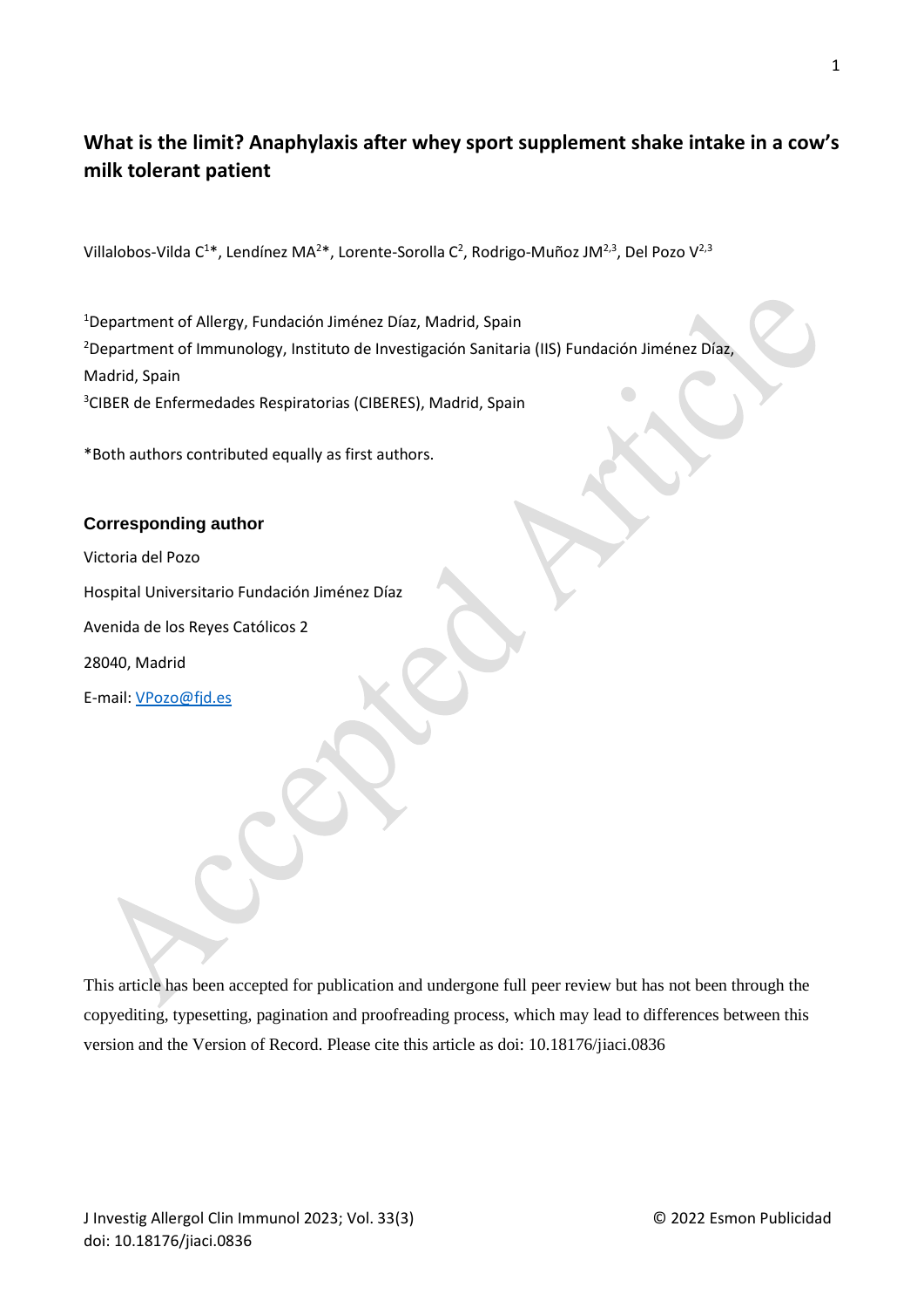# What is the limit? Anaphylaxis after whey sport supplement shake intake in a cow's milk tolerant patient

Villalobos-Vilda C[1]*, Lendínez MA[2]*, Lorente-Sorolla C[2], Rodrigo-Muñoz JM[2,3], Del Pozo V[2,3]

[1]Department of Allergy, Fundación Jiménez Díaz, Madrid, Spain

[2]Department of Immunology, Instituto de Investigación Sanitaria (IIS) Fundación Jiménez Díaz, Madrid, Spain

[3]CIBER de Enfermedades Respiratorias (CIBERES), Madrid, Spain

*Both authors contributed equally as first authors.

### Corresponding author

Victoria del Pozo

Hospital Universitario Fundación Jiménez Díaz

Avenida de los Reyes Católicos 2

28040, Madrid

E-mail: VPozo@fjd.es

This article has been accepted for publication and undergone full peer review but has not been through the copyediting, typesetting, pagination and proofreading process, which may lead to differences between this version and the Version of Record. Please cite this article as doi: 10.18176/jiaci.0836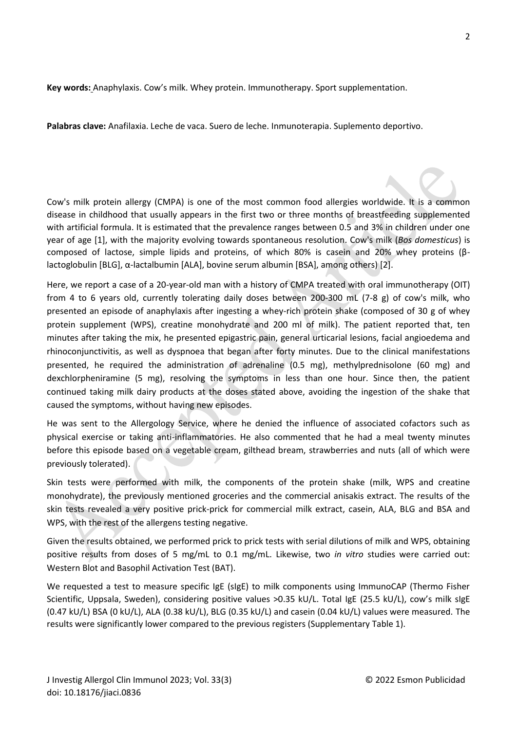**Key words:** Anaphylaxis. Cow's milk. Whey protein. Immunotherapy. Sport supplementation.

**Palabras clave:** Anafilaxia. Leche de vaca. Suero de leche. Inmunoterapia. Suplemento deportivo.

Cow's milk protein allergy (CMPA) is one of the most common food allergies worldwide. It is a common disease in childhood that usually appears in the first two or three months of breastfeeding supplemented with artificial formula. It is estimated that the prevalence ranges between 0.5 and 3% in children under one year of age [1], with the majority evolving towards spontaneous resolution. Cow's milk (*Bos domesticus*) is composed of lactose, simple lipids and proteins, of which 80% is casein and 20% whey proteins (β-lactoglobulin [BLG], α-lactalbumin [ALA], bovine serum albumin [BSA], among others) [2].

Here, we report a case of a 20-year-old man with a history of CMPA treated with oral immunotherapy (OIT) from 4 to 6 years old, currently tolerating daily doses between 200-300 mL (7-8 g) of cow's milk, who presented an episode of anaphylaxis after ingesting a whey-rich protein shake (composed of 30 g of whey protein supplement (WPS), creatine monohydrate and 200 ml of milk). The patient reported that, ten minutes after taking the mix, he presented epigastric pain, general urticarial lesions, facial angioedema and rhinoconjunctivitis, as well as dyspnoea that began after forty minutes. Due to the clinical manifestations presented, he required the administration of adrenaline (0.5 mg), methylprednisolone (60 mg) and dexchlorpheniramine (5 mg), resolving the symptoms in less than one hour. Since then, the patient continued taking milk dairy products at the doses stated above, avoiding the ingestion of the shake that caused the symptoms, without having new episodes.

He was sent to the Allergology Service, where he denied the influence of associated cofactors such as physical exercise or taking anti-inflammatories. He also commented that he had a meal twenty minutes before this episode based on a vegetable cream, gilthead bream, strawberries and nuts (all of which were previously tolerated).

Skin tests were performed with milk, the components of the protein shake (milk, WPS and creatine monohydrate), the previously mentioned groceries and the commercial anisakis extract. The results of the skin tests revealed a very positive prick-prick for commercial milk extract, casein, ALA, BLG and BSA and WPS, with the rest of the allergens testing negative.

Given the results obtained, we performed prick to prick tests with serial dilutions of milk and WPS, obtaining positive results from doses of 5 mg/mL to 0.1 mg/mL. Likewise, two *in vitro* studies were carried out: Western Blot and Basophil Activation Test (BAT).

We requested a test to measure specific IgE (sIgE) to milk components using ImmunoCAP (Thermo Fisher Scientific, Uppsala, Sweden), considering positive values >0.35 kU/L. Total IgE (25.5 kU/L), cow's milk sIgE (0.47 kU/L) BSA (0 kU/L), ALA (0.38 kU/L), BLG (0.35 kU/L) and casein (0.04 kU/L) values were measured. The results were significantly lower compared to the previous registers (Supplementary Table 1).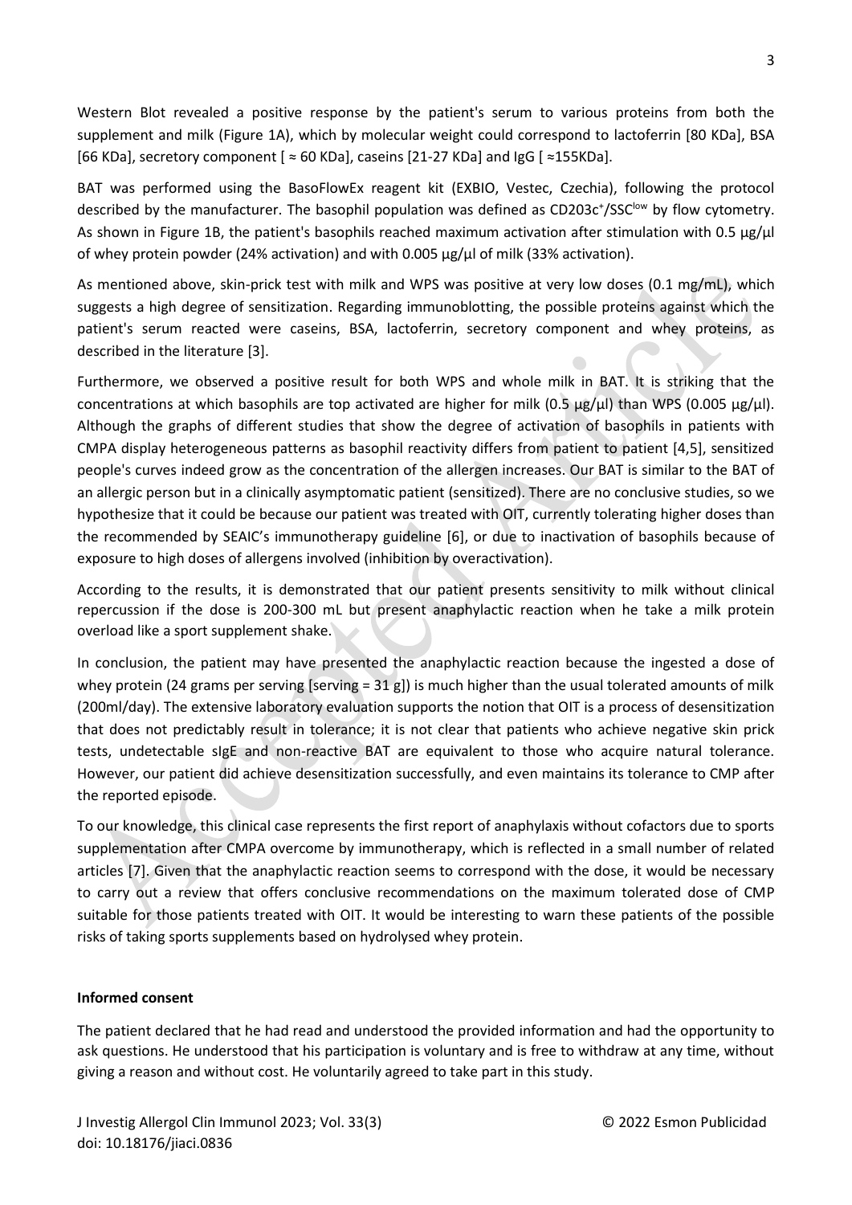Western Blot revealed a positive response by the patient's serum to various proteins from both the supplement and milk (Figure 1A), which by molecular weight could correspond to lactoferrin [80 KDa], BSA [66 KDa], secretory component [ ≈ 60 KDa], caseins [21-27 KDa] and IgG [ ≈155KDa].

BAT was performed using the BasoFlowEx reagent kit (EXBIO, Vestec, Czechia), following the protocol described by the manufacturer. The basophil population was defined as $CD203c^{+}/SSC^{low}$ by flow cytometry. As shown in Figure 1B, the patient's basophils reached maximum activation after stimulation with 0.5 µg/µl of whey protein powder (24% activation) and with 0.005 µg/µl of milk (33% activation).

As mentioned above, skin-prick test with milk and WPS was positive at very low doses (0.1 mg/mL), which suggests a high degree of sensitization. Regarding immunoblotting, the possible proteins against which the patient's serum reacted were caseins, BSA, lactoferrin, secretory component and whey proteins, as described in the literature [3].

Furthermore, we observed a positive result for both WPS and whole milk in BAT. It is striking that the concentrations at which basophils are top activated are higher for milk (0.5 µg/µl) than WPS (0.005 µg/µl). Although the graphs of different studies that show the degree of activation of basophils in patients with CMPA display heterogeneous patterns as basophil reactivity differs from patient to patient [4,5], sensitized people's curves indeed grow as the concentration of the allergen increases. Our BAT is similar to the BAT of an allergic person but in a clinically asymptomatic patient (sensitized). There are no conclusive studies, so we hypothesize that it could be because our patient was treated with OIT, currently tolerating higher doses than the recommended by SEAIC's immunotherapy guideline [6], or due to inactivation of basophils because of exposure to high doses of allergens involved (inhibition by overactivation).

According to the results, it is demonstrated that our patient presents sensitivity to milk without clinical repercussion if the dose is 200-300 mL but present anaphylactic reaction when he take a milk protein overload like a sport supplement shake.

In conclusion, the patient may have presented the anaphylactic reaction because the ingested a dose of whey protein (24 grams per serving [serving = 31 g]) is much higher than the usual tolerated amounts of milk (200ml/day). The extensive laboratory evaluation supports the notion that OIT is a process of desensitization that does not predictably result in tolerance; it is not clear that patients who achieve negative skin prick tests, undetectable sIgE and non-reactive BAT are equivalent to those who acquire natural tolerance. However, our patient did achieve desensitization successfully, and even maintains its tolerance to CMP after the reported episode.

To our knowledge, this clinical case represents the first report of anaphylaxis without cofactors due to sports supplementation after CMPA overcome by immunotherapy, which is reflected in a small number of related articles [7]. Given that the anaphylactic reaction seems to correspond with the dose, it would be necessary to carry out a review that offers conclusive recommendations on the maximum tolerated dose of CMP suitable for those patients treated with OIT. It would be interesting to warn these patients of the possible risks of taking sports supplements based on hydrolysed whey protein.

**Informed consent**

The patient declared that he had read and understood the provided information and had the opportunity to ask questions. He understood that his participation is voluntary and is free to withdraw at any time, without giving a reason and without cost. He voluntarily agreed to take part in this study.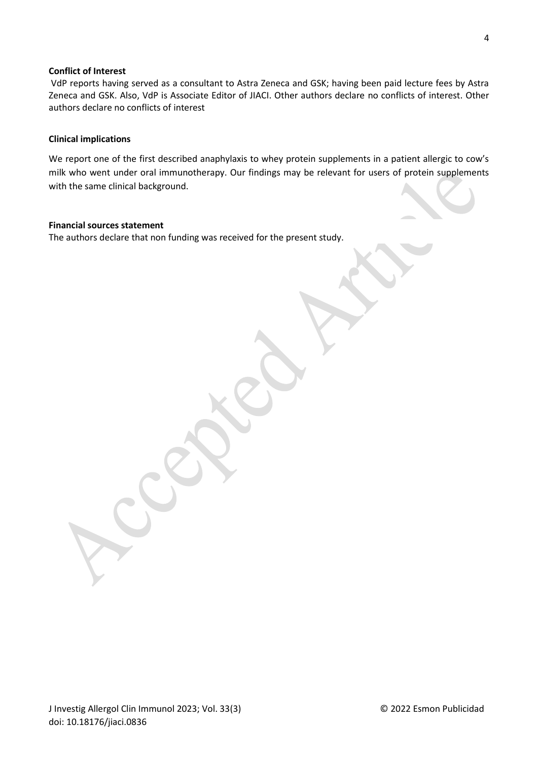**Conflict of Interest**

VdP reports having served as a consultant to Astra Zeneca and GSK; having been paid lecture fees by Astra Zeneca and GSK. Also, VdP is Associate Editor of JIACI. Other authors declare no conflicts of interest. Other authors declare no conflicts of interest

**Clinical implications**

We report one of the first described anaphylaxis to whey protein supplements in a patient allergic to cow's milk who went under oral immunotherapy. Our findings may be relevant for users of protein supplements with the same clinical background.

**Financial sources statement**

The authors declare that non funding was received for the present study.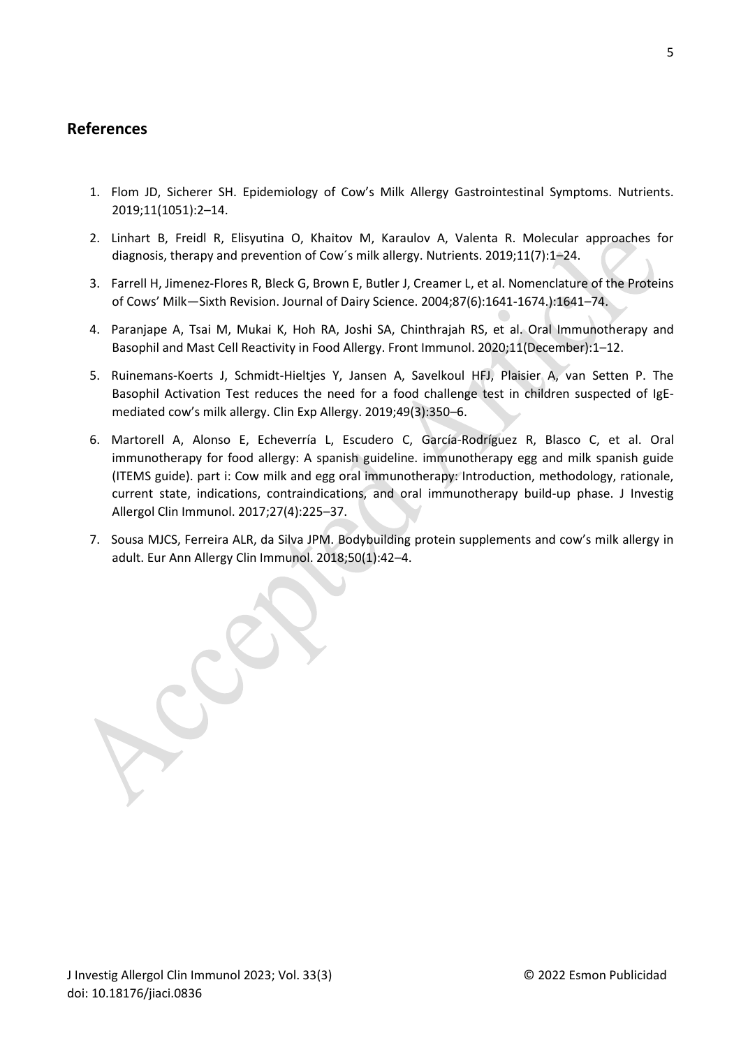## References

1. Flom JD, Sicherer SH. Epidemiology of Cow's Milk Allergy Gastrointestinal Symptoms. Nutrients. 2019;11(1051):2–14.
2. Linhart B, Freidl R, Elisyutina O, Khaitov M, Karaulov A, Valenta R. Molecular approaches for diagnosis, therapy and prevention of Cow´s milk allergy. Nutrients. 2019;11(7):1–24.
3. Farrell H, Jimenez-Flores R, Bleck G, Brown E, Butler J, Creamer L, et al. Nomenclature of the Proteins of Cows' Milk—Sixth Revision. Journal of Dairy Science. 2004;87(6):1641-1674.):1641–74.
4. Paranjape A, Tsai M, Mukai K, Hoh RA, Joshi SA, Chinthrajah RS, et al. Oral Immunotherapy and Basophil and Mast Cell Reactivity in Food Allergy. Front Immunol. 2020;11(December):1–12.
5. Ruinemans-Koerts J, Schmidt-Hieltjes Y, Jansen A, Savelkoul HFJ, Plaisier A, van Setten P. The Basophil Activation Test reduces the need for a food challenge test in children suspected of IgE-mediated cow's milk allergy. Clin Exp Allergy. 2019;49(3):350–6.
6. Martorell A, Alonso E, Echeverría L, Escudero C, García-Rodríguez R, Blasco C, et al. Oral immunotherapy for food allergy: A spanish guideline. immunotherapy egg and milk spanish guide (ITEMS guide). part i: Cow milk and egg oral immunotherapy: Introduction, methodology, rationale, current state, indications, contraindications, and oral immunotherapy build-up phase. J Investig Allergol Clin Immunol. 2017;27(4):225–37.
7. Sousa MJCS, Ferreira ALR, da Silva JPM. Bodybuilding protein supplements and cow's milk allergy in adult. Eur Ann Allergy Clin Immunol. 2018;50(1):42–4.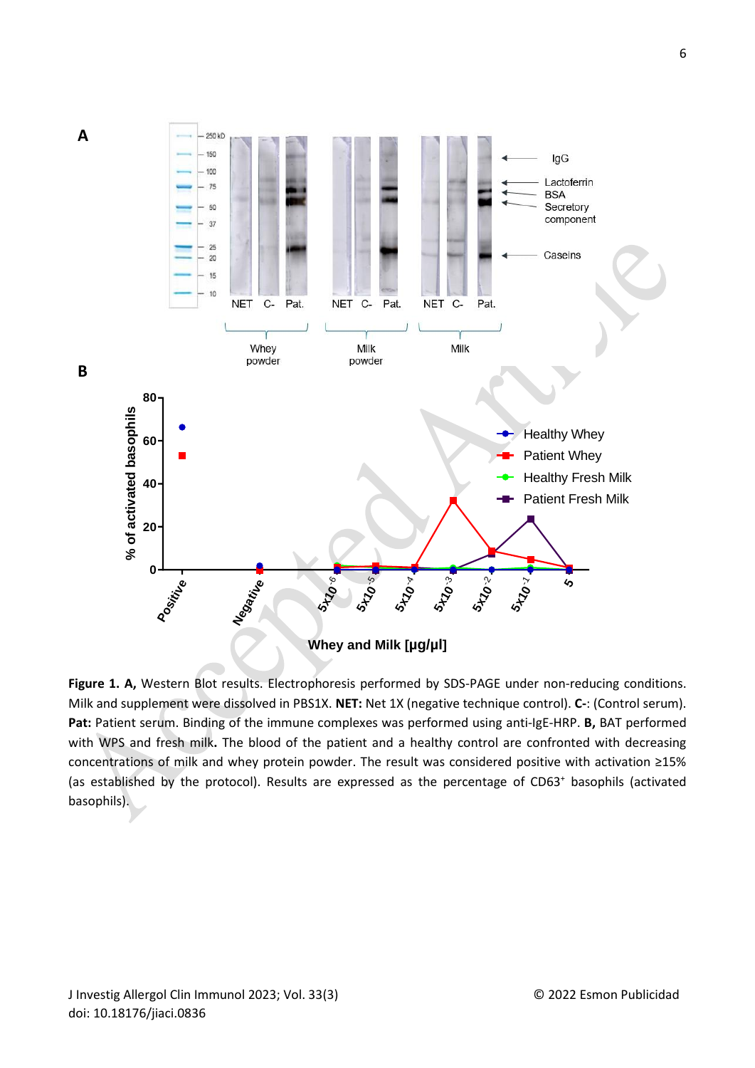A

250 kD
150
100
75
50
37
25
20
15
10

NET C- Pat.
NET C- Pat.
NET C- Pat.

Whey powder
Milk powder
Milk

IgG
Lactoferrin
BSA
Secretory component
Caseins

B

% of activated basophils
80
60
40
20
0

Healthy Whey
Patient Whey
Healthy Fresh Milk
Patient Fresh Milk

Positive
Negative
5x10$^{-6}$
5x10$^{-5}$
5x10$^{-4}$
5x10$^{-3}$
5x10$^{-2}$
5x10$^{-1}$
5

Whey and Milk [μg/μl]

**Figure 1. A,** Western Blot results. Electrophoresis performed by SDS-PAGE under non-reducing conditions. Milk and supplement were dissolved in PBS1X. **NET:** Net 1X (negative technique control). **C-**: (Control serum). **Pat:** Patient serum. Binding of the immune complexes was performed using anti-IgE-HRP. **B,** BAT performed with WPS and fresh milk**.** The blood of the patient and a healthy control are confronted with decreasing concentrations of milk and whey protein powder. The result was considered positive with activation ≥15% (as established by the protocol). Results are expressed as the percentage of $CD63^{+}$ basophils (activated basophils).